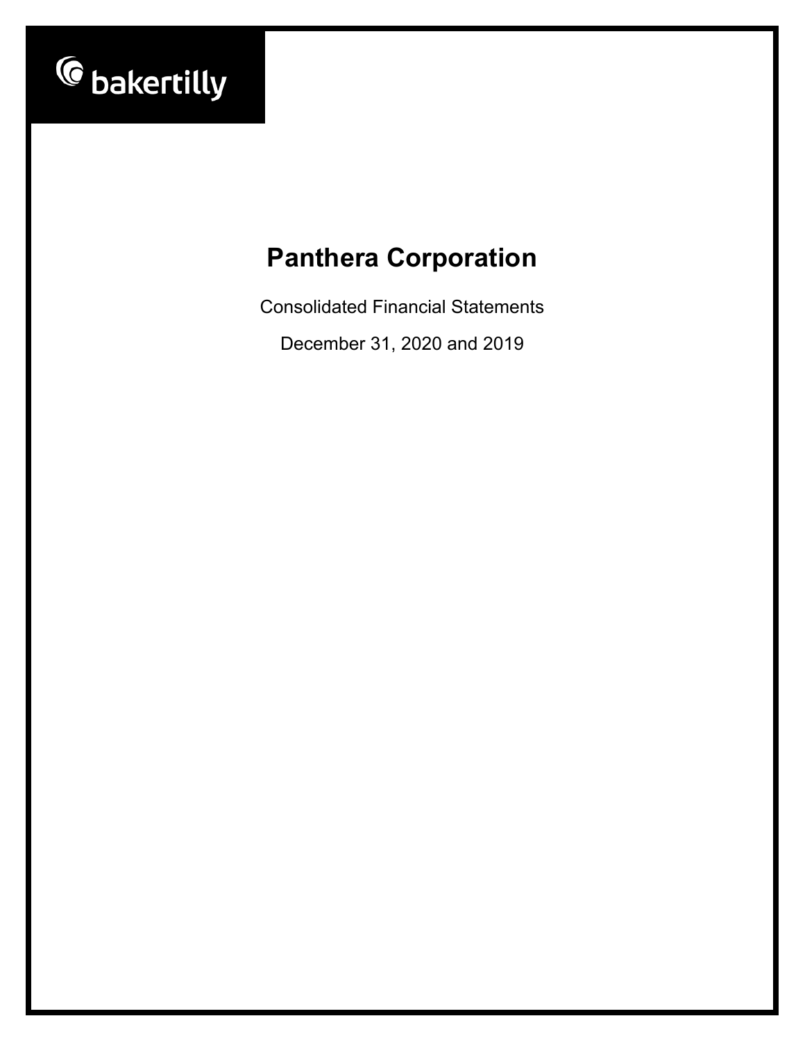bakertilly

# Panthera Corporation

Consolidated Financial Statements

December 31, 2020 and 2019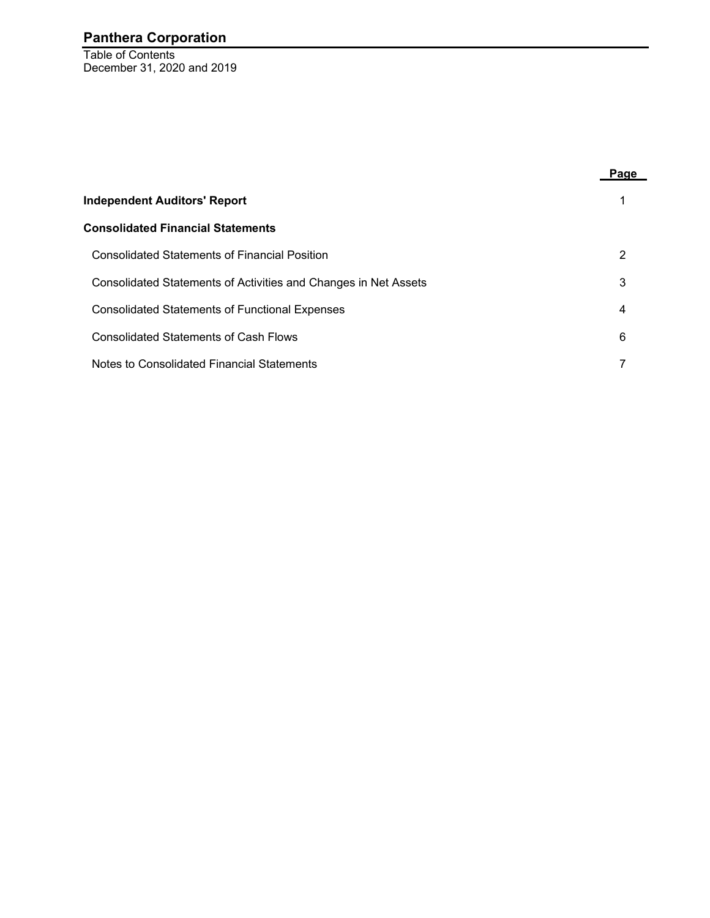# Panthera Corporation

Table of Contents
December 31, 2020 and 2019

| | Page |
|---|---|
| **Independent Auditors' Report** | 1 |
| **Consolidated Financial Statements** | |
| Consolidated Statements of Financial Position | 2 |
| Consolidated Statements of Activities and Changes in Net Assets | 3 |
| Consolidated Statements of Functional Expenses | 4 |
| Consolidated Statements of Cash Flows | 6 |
| Notes to Consolidated Financial Statements | 7 |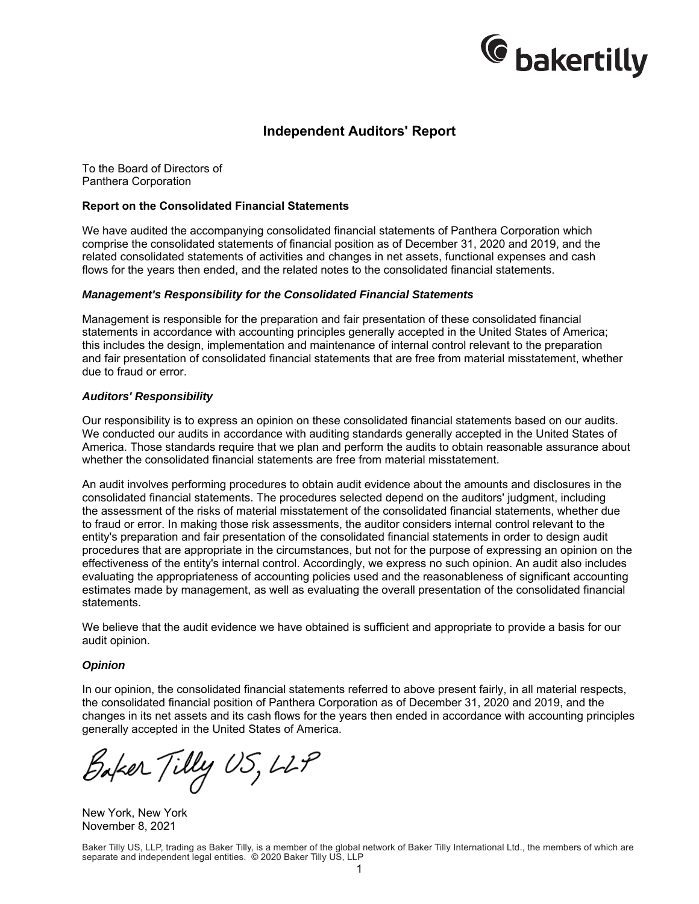# Independent Auditors' Report

To the Board of Directors of
Panthera Corporation

### Report on the Consolidated Financial Statements

We have audited the accompanying consolidated financial statements of Panthera Corporation which comprise the consolidated statements of financial position as of December 31, 2020 and 2019, and the related consolidated statements of activities and changes in net assets, functional expenses and cash flows for the years then ended, and the related notes to the consolidated financial statements.

#### *Management's Responsibility for the Consolidated Financial Statements*

Management is responsible for the preparation and fair presentation of these consolidated financial statements in accordance with accounting principles generally accepted in the United States of America; this includes the design, implementation and maintenance of internal control relevant to the preparation and fair presentation of consolidated financial statements that are free from material misstatement, whether due to fraud or error.

#### *Auditors' Responsibility*

Our responsibility is to express an opinion on these consolidated financial statements based on our audits. We conducted our audits in accordance with auditing standards generally accepted in the United States of America. Those standards require that we plan and perform the audits to obtain reasonable assurance about whether the consolidated financial statements are free from material misstatement.

An audit involves performing procedures to obtain audit evidence about the amounts and disclosures in the consolidated financial statements. The procedures selected depend on the auditors' judgment, including the assessment of the risks of material misstatement of the consolidated financial statements, whether due to fraud or error. In making those risk assessments, the auditor considers internal control relevant to the entity's preparation and fair presentation of the consolidated financial statements in order to design audit procedures that are appropriate in the circumstances, but not for the purpose of expressing an opinion on the effectiveness of the entity's internal control. Accordingly, we express no such opinion. An audit also includes evaluating the appropriateness of accounting policies used and the reasonableness of significant accounting estimates made by management, as well as evaluating the overall presentation of the consolidated financial statements.

We believe that the audit evidence we have obtained is sufficient and appropriate to provide a basis for our audit opinion.

#### *Opinion*

In our opinion, the consolidated financial statements referred to above present fairly, in all material respects, the consolidated financial position of Panthera Corporation as of December 31, 2020 and 2019, and the changes in its net assets and its cash flows for the years then ended in accordance with accounting principles generally accepted in the United States of America.

Baker Tilly US, LLP

New York, New York
November 8, 2021

Baker Tilly US, LLP, trading as Baker Tilly, is a member of the global network of Baker Tilly International Ltd., the members of which are separate and independent legal entities. © 2020 Baker Tilly US, LLP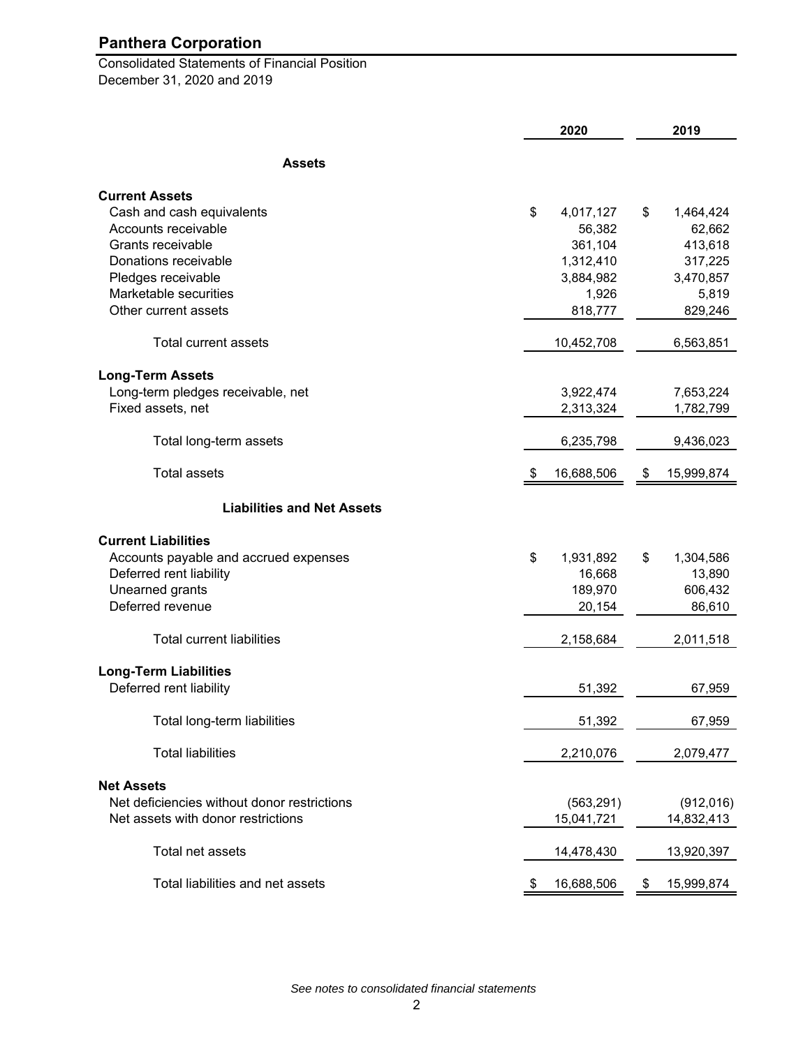# Panthera Corporation

Consolidated Statements of Financial Position
December 31, 2020 and 2019

| | 2020 | 2019 |
|---|---|---|
| **Assets** | | |
| **Current Assets** | | |
| Cash and cash equivalents | $ 4,017,127 | $ 1,464,424 |
| Accounts receivable | 56,382 | 62,662 |
| Grants receivable | 361,104 | 413,618 |
| Donations receivable | 1,312,410 | 317,225 |
| Pledges receivable | 3,884,982 | 3,470,857 |
| Marketable securities | 1,926 | 5,819 |
| Other current assets | 818,777 | 829,246 |
| Total current assets | 10,452,708 | 6,563,851 |
| **Long-Term Assets** | | |
| Long-term pledges receivable, net | 3,922,474 | 7,653,224 |
| Fixed assets, net | 2,313,324 | 1,782,799 |
| Total long-term assets | 6,235,798 | 9,436,023 |
| Total assets | $ 16,688,506 | $ 15,999,874 |
| **Liabilities and Net Assets** | | |
| **Current Liabilities** | | |
| Accounts payable and accrued expenses | $ 1,931,892 | $ 1,304,586 |
| Deferred rent liability | 16,668 | 13,890 |
| Unearned grants | 189,970 | 606,432 |
| Deferred revenue | 20,154 | 86,610 |
| Total current liabilities | 2,158,684 | 2,011,518 |
| **Long-Term Liabilities** | | |
| Deferred rent liability | 51,392 | 67,959 |
| Total long-term liabilities | 51,392 | 67,959 |
| Total liabilities | 2,210,076 | 2,079,477 |
| **Net Assets** | | |
| Net deficiencies without donor restrictions | (563,291) | (912,016) |
| Net assets with donor restrictions | 15,041,721 | 14,832,413 |
| Total net assets | 14,478,430 | 13,920,397 |
| Total liabilities and net assets | $ 16,688,506 | $ 15,999,874 |

*See notes to consolidated financial statements*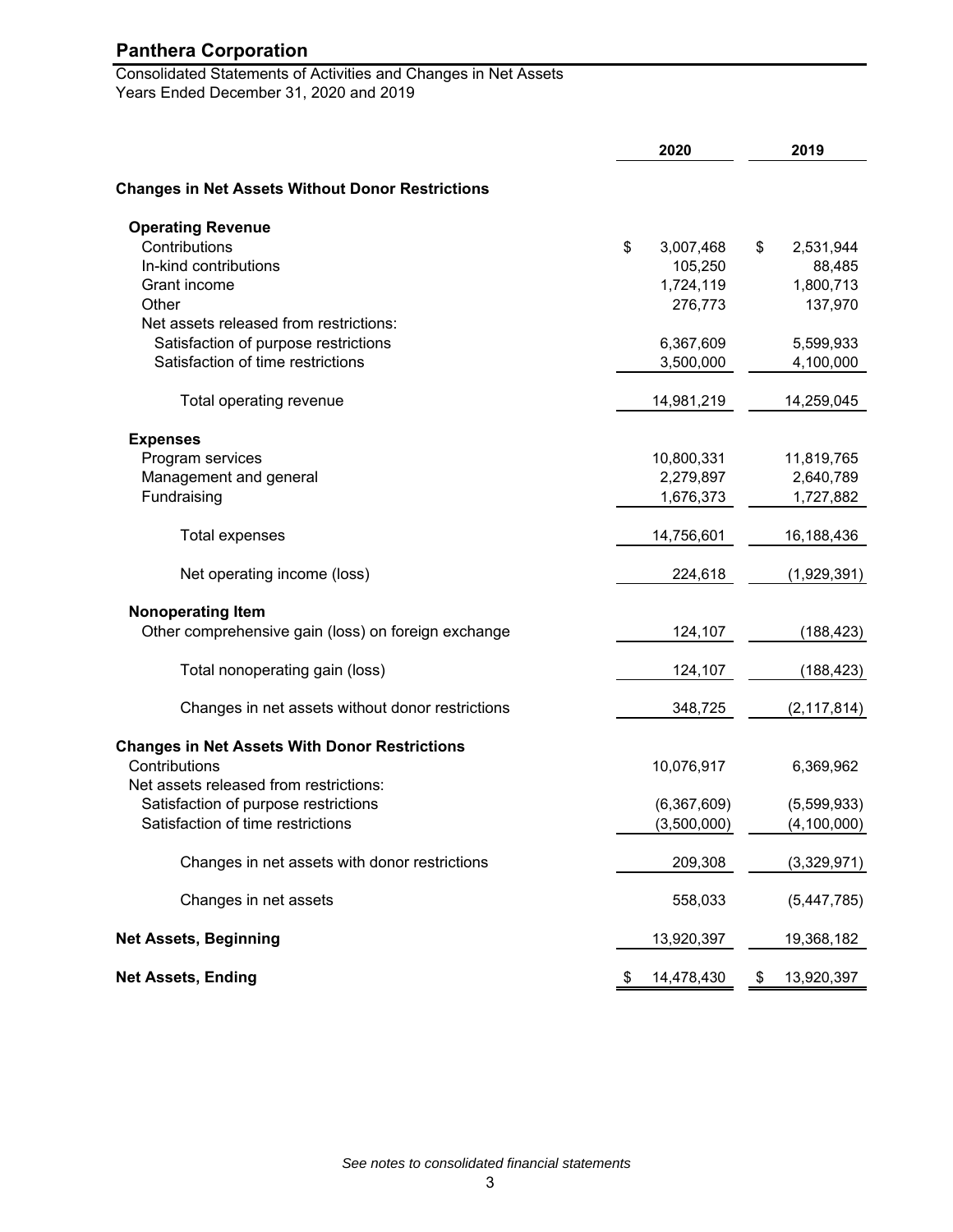## Panthera Corporation

Consolidated Statements of Activities and Changes in Net Assets
Years Ended December 31, 2020 and 2019

| | 2020 | 2019 |
|---|---|---|
| **Changes in Net Assets Without Donor Restrictions** | | |
| **Operating Revenue** | | |
| Contributions | $ 3,007,468 | $ 2,531,944 |
| In-kind contributions | 105,250 | 88,485 |
| Grant income | 1,724,119 | 1,800,713 |
| Other | 276,773 | 137,970 |
| Net assets released from restrictions: | | |
| Satisfaction of purpose restrictions | 6,367,609 | 5,599,933 |
| Satisfaction of time restrictions | 3,500,000 | 4,100,000 |
| Total operating revenue | 14,981,219 | 14,259,045 |
| **Expenses** | | |
| Program services | 10,800,331 | 11,819,765 |
| Management and general | 2,279,897 | 2,640,789 |
| Fundraising | 1,676,373 | 1,727,882 |
| Total expenses | 14,756,601 | 16,188,436 |
| Net operating income (loss) | 224,618 | (1,929,391) |
| **Nonoperating Item** | | |
| Other comprehensive gain (loss) on foreign exchange | 124,107 | (188,423) |
| Total nonoperating gain (loss) | 124,107 | (188,423) |
| Changes in net assets without donor restrictions | 348,725 | (2,117,814) |
| **Changes in Net Assets With Donor Restrictions** | | |
| Contributions | 10,076,917 | 6,369,962 |
| Net assets released from restrictions: | | |
| Satisfaction of purpose restrictions | (6,367,609) | (5,599,933) |
| Satisfaction of time restrictions | (3,500,000) | (4,100,000) |
| Changes in net assets with donor restrictions | 209,308 | (3,329,971) |
| Changes in net assets | 558,033 | (5,447,785) |
| **Net Assets, Beginning** | 13,920,397 | 19,368,182 |
| **Net Assets, Ending** | $ 14,478,430 | $ 13,920,397 |

*See notes to consolidated financial statements*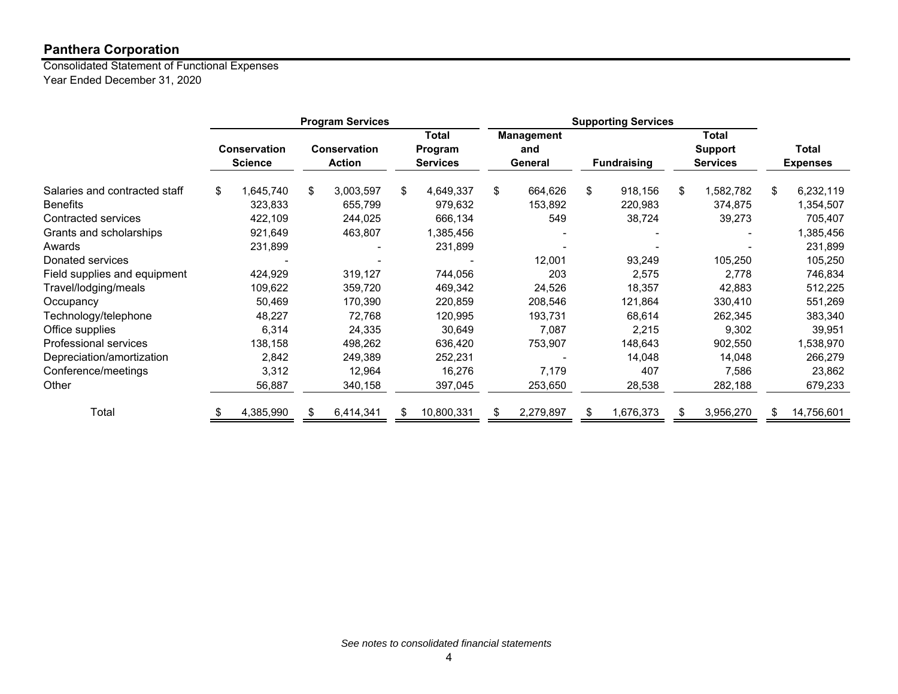## Panthera Corporation

Consolidated Statement of Functional Expenses
Year Ended December 31, 2020

| | Program Services | | | Supporting Services | | | |
|---|---|---|---|---|---|---|---|
| | Conservation Science | Conservation Action | Total Program Services | Management and General | Fundraising | Total Support Services | Total Expenses |
| Salaries and contracted staff | $ 1,645,740 | $ 3,003,597 | $ 4,649,337 | $ 664,626 | $ 918,156 | $ 1,582,782 | $ 6,232,119 |
| Benefits | 323,833 | 655,799 | 979,632 | 153,892 | 220,983 | 374,875 | 1,354,507 |
| Contracted services | 422,109 | 244,025 | 666,134 | 549 | 38,724 | 39,273 | 705,407 |
| Grants and scholarships | 921,649 | 463,807 | 1,385,456 | - | - | - | 1,385,456 |
| Awards | 231,899 | - | 231,899 | - | - | - | 231,899 |
| Donated services | - | - | - | 12,001 | 93,249 | 105,250 | 105,250 |
| Field supplies and equipment | 424,929 | 319,127 | 744,056 | 203 | 2,575 | 2,778 | 746,834 |
| Travel/lodging/meals | 109,622 | 359,720 | 469,342 | 24,526 | 18,357 | 42,883 | 512,225 |
| Occupancy | 50,469 | 170,390 | 220,859 | 208,546 | 121,864 | 330,410 | 551,269 |
| Technology/telephone | 48,227 | 72,768 | 120,995 | 193,731 | 68,614 | 262,345 | 383,340 |
| Office supplies | 6,314 | 24,335 | 30,649 | 7,087 | 2,215 | 9,302 | 39,951 |
| Professional services | 138,158 | 498,262 | 636,420 | 753,907 | 148,643 | 902,550 | 1,538,970 |
| Depreciation/amortization | 2,842 | 249,389 | 252,231 | - | 14,048 | 14,048 | 266,279 |
| Conference/meetings | 3,312 | 12,964 | 16,276 | 7,179 | 407 | 7,586 | 23,862 |
| Other | 56,887 | 340,158 | 397,045 | 253,650 | 28,538 | 282,188 | 679,233 |
| Total | $ 4,385,990 | $ 6,414,341 | $ 10,800,331 | $ 2,279,897 | $ 1,676,373 | $ 3,956,270 | $ 14,756,601 |

*See notes to consolidated financial statements*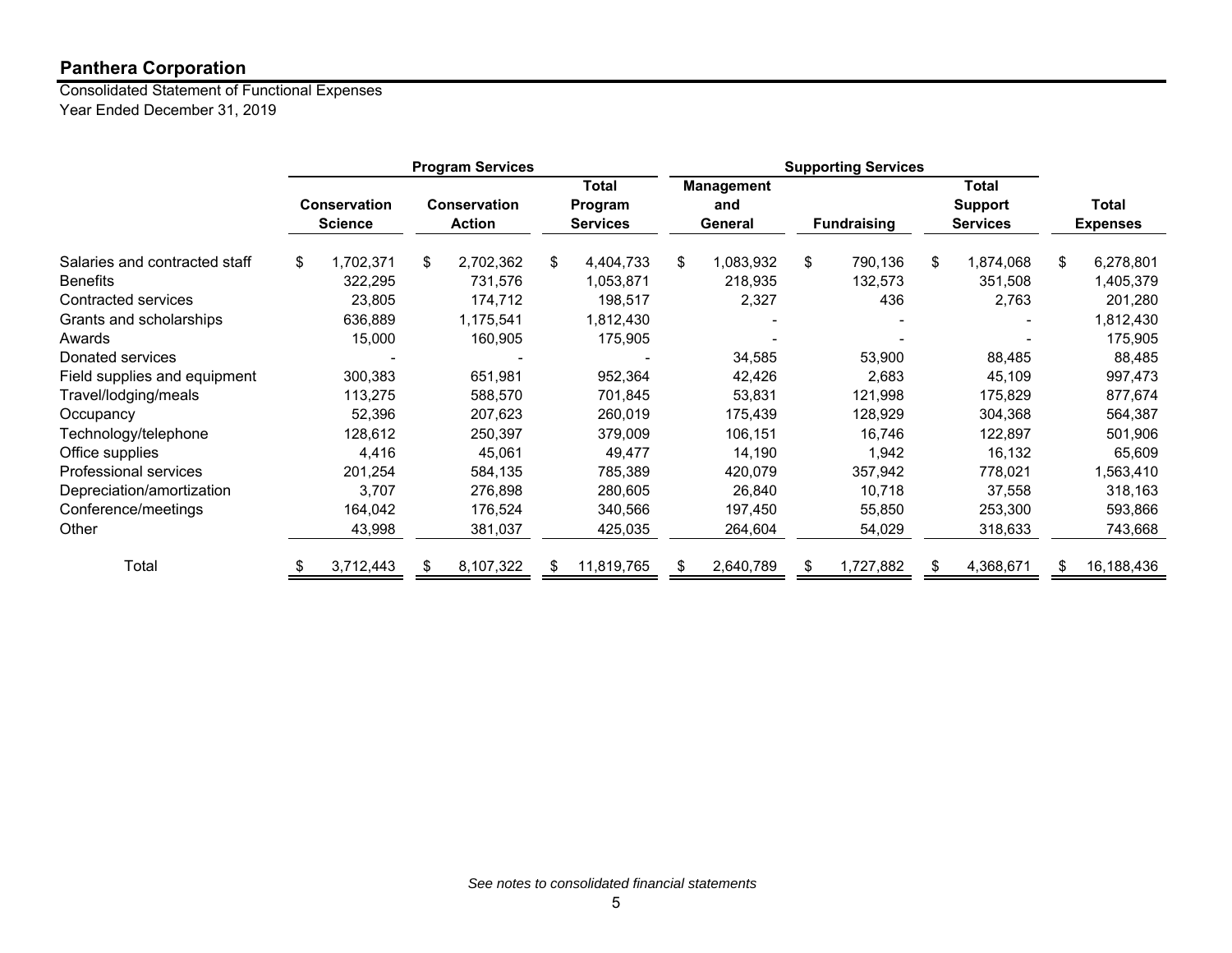## Panthera Corporation

Consolidated Statement of Functional Expenses
Year Ended December 31, 2019

| | Program Services | | | Supporting Services | | | |
|---|---|---|---|---|---|---|---|
| | Conservation Science | Conservation Action | Total Program Services | Management and General | Fundraising | Total Support Services | Total Expenses |
| Salaries and contracted staff | $ 1,702,371 | $ 2,702,362 | $ 4,404,733 | $ 1,083,932 | $ 790,136 | $ 1,874,068 | $ 6,278,801 |
| Benefits | 322,295 | 731,576 | 1,053,871 | 218,935 | 132,573 | 351,508 | 1,405,379 |
| Contracted services | 23,805 | 174,712 | 198,517 | 2,327 | 436 | 2,763 | 201,280 |
| Grants and scholarships | 636,889 | 1,175,541 | 1,812,430 | - | - | - | 1,812,430 |
| Awards | 15,000 | 160,905 | 175,905 | - | - | - | 175,905 |
| Donated services | - | - | - | 34,585 | 53,900 | 88,485 | 88,485 |
| Field supplies and equipment | 300,383 | 651,981 | 952,364 | 42,426 | 2,683 | 45,109 | 997,473 |
| Travel/lodging/meals | 113,275 | 588,570 | 701,845 | 53,831 | 121,998 | 175,829 | 877,674 |
| Occupancy | 52,396 | 207,623 | 260,019 | 175,439 | 128,929 | 304,368 | 564,387 |
| Technology/telephone | 128,612 | 250,397 | 379,009 | 106,151 | 16,746 | 122,897 | 501,906 |
| Office supplies | 4,416 | 45,061 | 49,477 | 14,190 | 1,942 | 16,132 | 65,609 |
| Professional services | 201,254 | 584,135 | 785,389 | 420,079 | 357,942 | 778,021 | 1,563,410 |
| Depreciation/amortization | 3,707 | 276,898 | 280,605 | 26,840 | 10,718 | 37,558 | 318,163 |
| Conference/meetings | 164,042 | 176,524 | 340,566 | 197,450 | 55,850 | 253,300 | 593,866 |
| Other | 43,998 | 381,037 | 425,035 | 264,604 | 54,029 | 318,633 | 743,668 |
| Total | $ 3,712,443 | $ 8,107,322 | $ 11,819,765 | $ 2,640,789 | $ 1,727,882 | $ 4,368,671 | $ 16,188,436 |

*See notes to consolidated financial statements*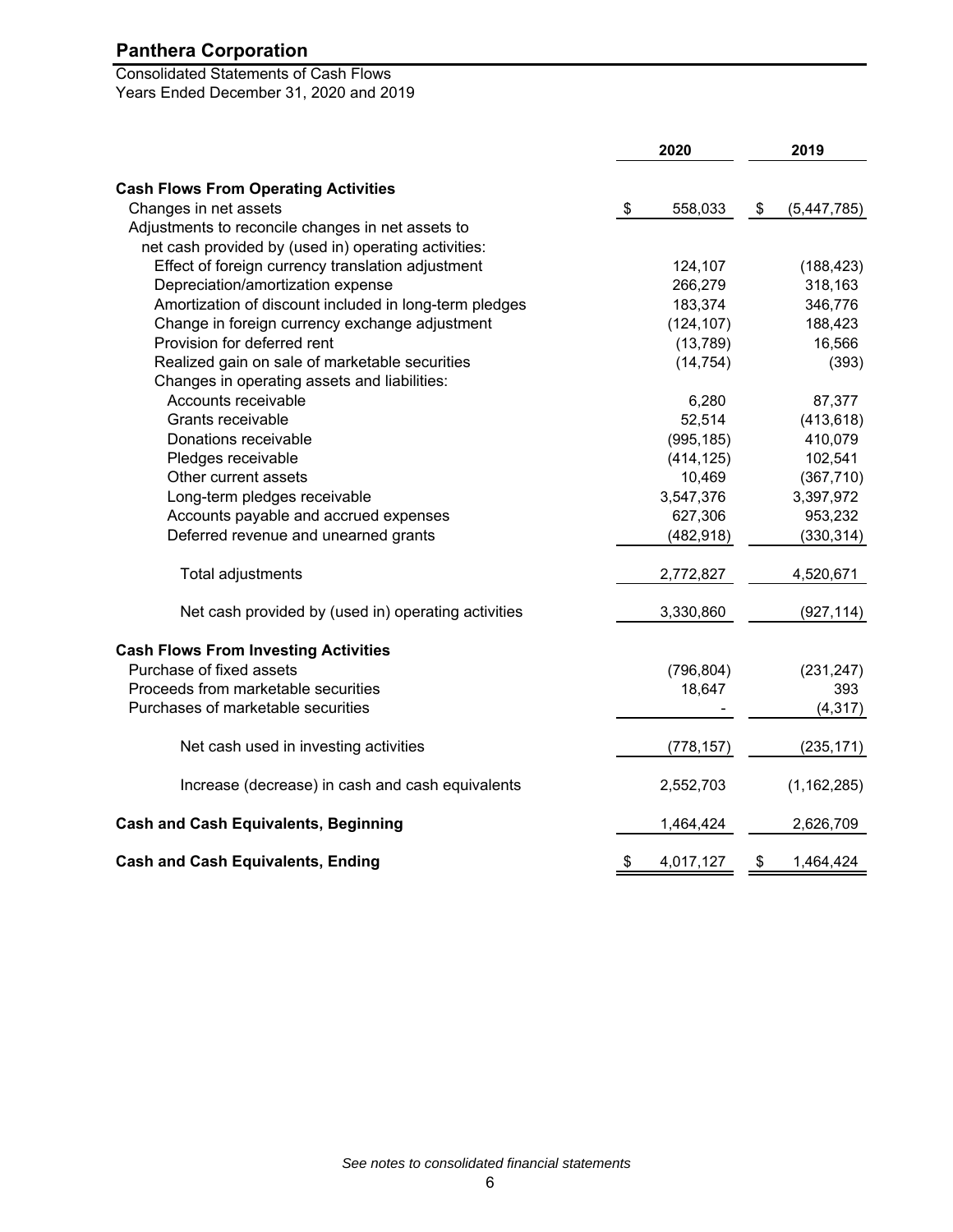# Panthera Corporation

Consolidated Statements of Cash Flows
Years Ended December 31, 2020 and 2019

| | 2020 | 2019 |
|---|---|---|
| **Cash Flows From Operating Activities** | | |
| Changes in net assets | $ 558,033 | $ (5,447,785) |
| Adjustments to reconcile changes in net assets to net cash provided by (used in) operating activities: | | |
| Effect of foreign currency translation adjustment | 124,107 | (188,423) |
| Depreciation/amortization expense | 266,279 | 318,163 |
| Amortization of discount included in long-term pledges | 183,374 | 346,776 |
| Change in foreign currency exchange adjustment | (124,107) | 188,423 |
| Provision for deferred rent | (13,789) | 16,566 |
| Realized gain on sale of marketable securities | (14,754) | (393) |
| Changes in operating assets and liabilities: | | |
| Accounts receivable | 6,280 | 87,377 |
| Grants receivable | 52,514 | (413,618) |
| Donations receivable | (995,185) | 410,079 |
| Pledges receivable | (414,125) | 102,541 |
| Other current assets | 10,469 | (367,710) |
| Long-term pledges receivable | 3,547,376 | 3,397,972 |
| Accounts payable and accrued expenses | 627,306 | 953,232 |
| Deferred revenue and unearned grants | (482,918) | (330,314) |
| Total adjustments | 2,772,827 | 4,520,671 |
| Net cash provided by (used in) operating activities | 3,330,860 | (927,114) |
| **Cash Flows From Investing Activities** | | |
| Purchase of fixed assets | (796,804) | (231,247) |
| Proceeds from marketable securities | 18,647 | 393 |
| Purchases of marketable securities | - | (4,317) |
| Net cash used in investing activities | (778,157) | (235,171) |
| Increase (decrease) in cash and cash equivalents | 2,552,703 | (1,162,285) |
| **Cash and Cash Equivalents, Beginning** | 1,464,424 | 2,626,709 |
| **Cash and Cash Equivalents, Ending** | $ 4,017,127 | $ 1,464,424 |

*See notes to consolidated financial statements*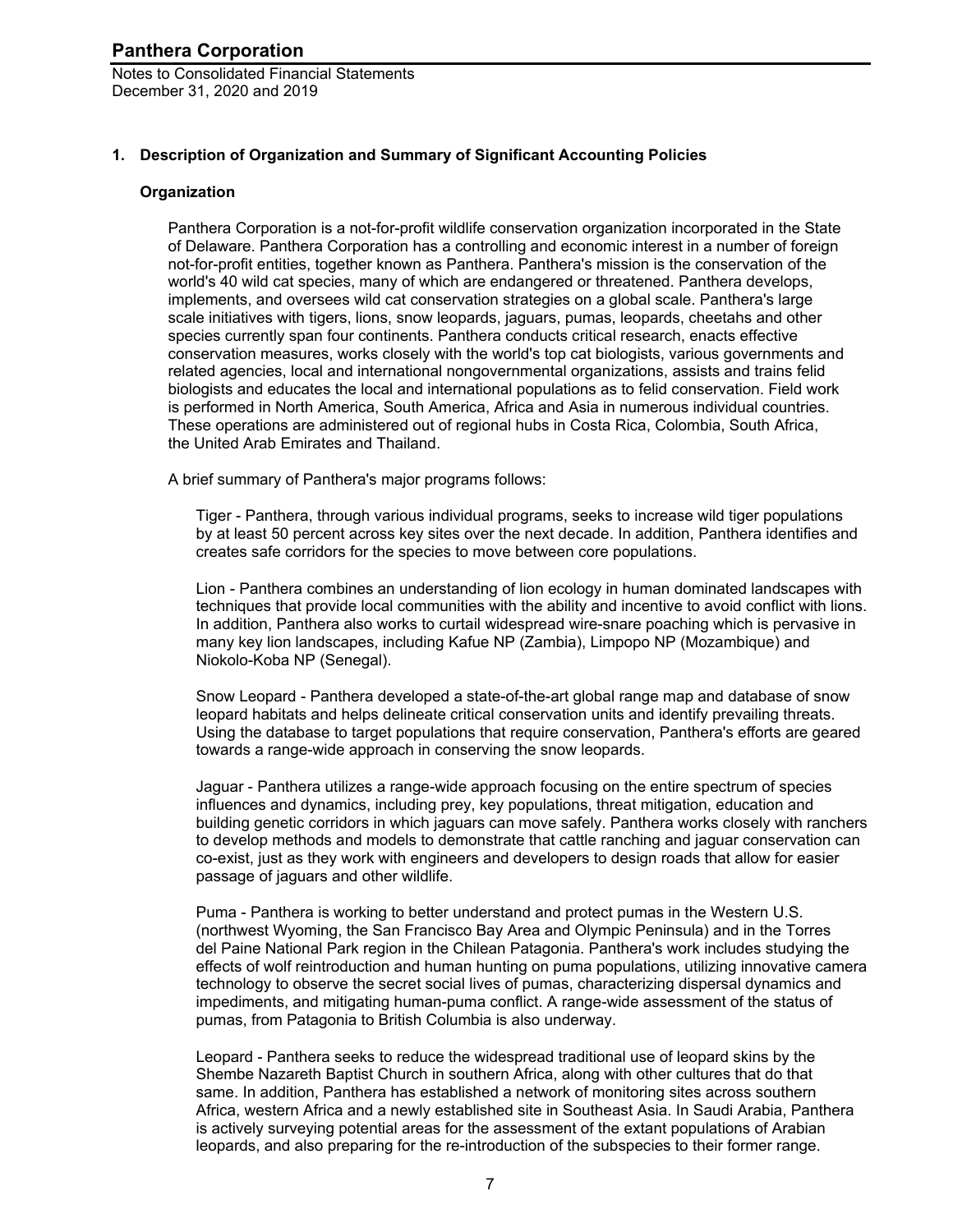## 1. Description of Organization and Summary of Significant Accounting Policies

### Organization

Panthera Corporation is a not-for-profit wildlife conservation organization incorporated in the State of Delaware. Panthera Corporation has a controlling and economic interest in a number of foreign not-for-profit entities, together known as Panthera. Panthera's mission is the conservation of the world's 40 wild cat species, many of which are endangered or threatened. Panthera develops, implements, and oversees wild cat conservation strategies on a global scale. Panthera's large scale initiatives with tigers, lions, snow leopards, jaguars, pumas, leopards, cheetahs and other species currently span four continents. Panthera conducts critical research, enacts effective conservation measures, works closely with the world's top cat biologists, various governments and related agencies, local and international nongovernmental organizations, assists and trains felid biologists and educates the local and international populations as to felid conservation. Field work is performed in North America, South America, Africa and Asia in numerous individual countries. These operations are administered out of regional hubs in Costa Rica, Colombia, South Africa, the United Arab Emirates and Thailand.

A brief summary of Panthera's major programs follows:

Tiger - Panthera, through various individual programs, seeks to increase wild tiger populations by at least 50 percent across key sites over the next decade. In addition, Panthera identifies and creates safe corridors for the species to move between core populations.

Lion - Panthera combines an understanding of lion ecology in human dominated landscapes with techniques that provide local communities with the ability and incentive to avoid conflict with lions. In addition, Panthera also works to curtail widespread wire-snare poaching which is pervasive in many key lion landscapes, including Kafue NP (Zambia), Limpopo NP (Mozambique) and Niokolo-Koba NP (Senegal).

Snow Leopard - Panthera developed a state-of-the-art global range map and database of snow leopard habitats and helps delineate critical conservation units and identify prevailing threats. Using the database to target populations that require conservation, Panthera's efforts are geared towards a range-wide approach in conserving the snow leopards.

Jaguar - Panthera utilizes a range-wide approach focusing on the entire spectrum of species influences and dynamics, including prey, key populations, threat mitigation, education and building genetic corridors in which jaguars can move safely. Panthera works closely with ranchers to develop methods and models to demonstrate that cattle ranching and jaguar conservation can co-exist, just as they work with engineers and developers to design roads that allow for easier passage of jaguars and other wildlife.

Puma - Panthera is working to better understand and protect pumas in the Western U.S. (northwest Wyoming, the San Francisco Bay Area and Olympic Peninsula) and in the Torres del Paine National Park region in the Chilean Patagonia. Panthera's work includes studying the effects of wolf reintroduction and human hunting on puma populations, utilizing innovative camera technology to observe the secret social lives of pumas, characterizing dispersal dynamics and impediments, and mitigating human-puma conflict. A range-wide assessment of the status of pumas, from Patagonia to British Columbia is also underway.

Leopard - Panthera seeks to reduce the widespread traditional use of leopard skins by the Shembe Nazareth Baptist Church in southern Africa, along with other cultures that do that same. In addition, Panthera has established a network of monitoring sites across southern Africa, western Africa and a newly established site in Southeast Asia. In Saudi Arabia, Panthera is actively surveying potential areas for the assessment of the extant populations of Arabian leopards, and also preparing for the re-introduction of the subspecies to their former range.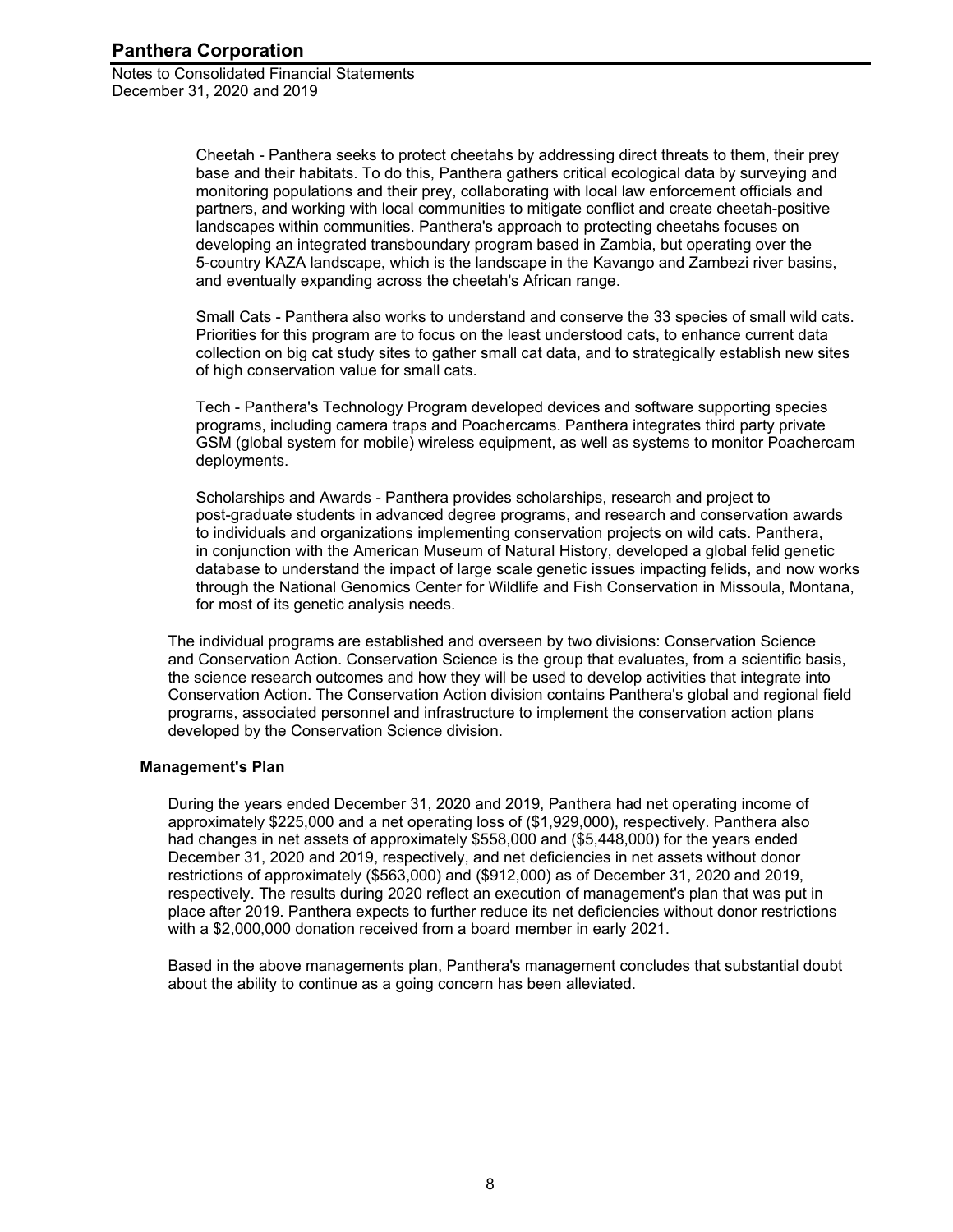Cheetah - Panthera seeks to protect cheetahs by addressing direct threats to them, their prey base and their habitats. To do this, Panthera gathers critical ecological data by surveying and monitoring populations and their prey, collaborating with local law enforcement officials and partners, and working with local communities to mitigate conflict and create cheetah-positive landscapes within communities. Panthera's approach to protecting cheetahs focuses on developing an integrated transboundary program based in Zambia, but operating over the 5-country KAZA landscape, which is the landscape in the Kavango and Zambezi river basins, and eventually expanding across the cheetah's African range.

Small Cats - Panthera also works to understand and conserve the 33 species of small wild cats. Priorities for this program are to focus on the least understood cats, to enhance current data collection on big cat study sites to gather small cat data, and to strategically establish new sites of high conservation value for small cats.

Tech - Panthera's Technology Program developed devices and software supporting species programs, including camera traps and Poachercams. Panthera integrates third party private GSM (global system for mobile) wireless equipment, as well as systems to monitor Poachercam deployments.

Scholarships and Awards - Panthera provides scholarships, research and project to post-graduate students in advanced degree programs, and research and conservation awards to individuals and organizations implementing conservation projects on wild cats. Panthera, in conjunction with the American Museum of Natural History, developed a global felid genetic database to understand the impact of large scale genetic issues impacting felids, and now works through the National Genomics Center for Wildlife and Fish Conservation in Missoula, Montana, for most of its genetic analysis needs.

The individual programs are established and overseen by two divisions: Conservation Science and Conservation Action. Conservation Science is the group that evaluates, from a scientific basis, the science research outcomes and how they will be used to develop activities that integrate into Conservation Action. The Conservation Action division contains Panthera's global and regional field programs, associated personnel and infrastructure to implement the conservation action plans developed by the Conservation Science division.

**Management's Plan**

During the years ended December 31, 2020 and 2019, Panthera had net operating income of approximately $225,000 and a net operating loss of ($1,929,000), respectively. Panthera also had changes in net assets of approximately $558,000 and ($5,448,000) for the years ended December 31, 2020 and 2019, respectively, and net deficiencies in net assets without donor restrictions of approximately ($563,000) and ($912,000) as of December 31, 2020 and 2019, respectively. The results during 2020 reflect an execution of management's plan that was put in place after 2019. Panthera expects to further reduce its net deficiencies without donor restrictions with a $2,000,000 donation received from a board member in early 2021.

Based in the above managements plan, Panthera's management concludes that substantial doubt about the ability to continue as a going concern has been alleviated.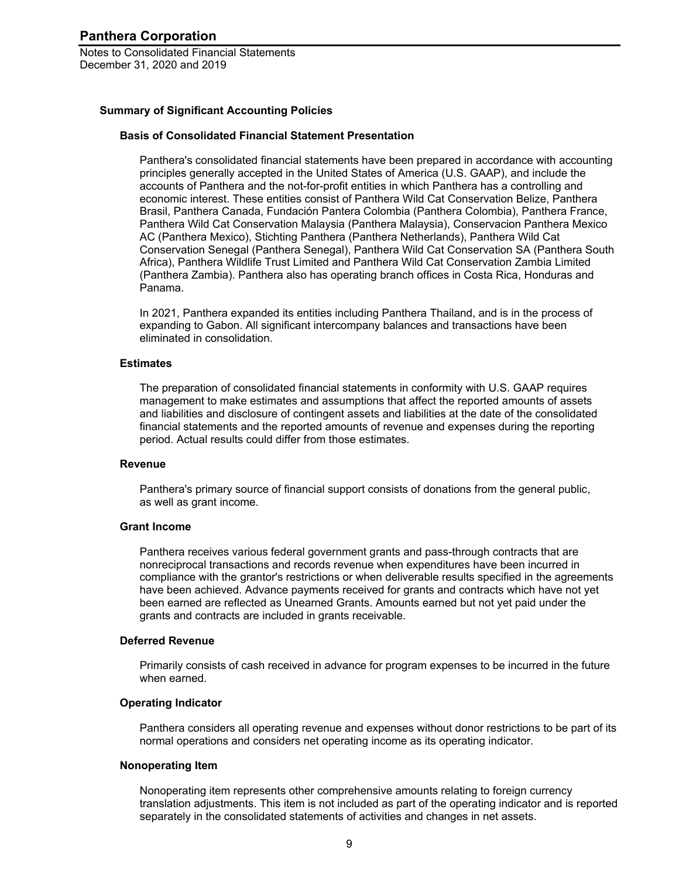## Summary of Significant Accounting Policies

### Basis of Consolidated Financial Statement Presentation

Panthera's consolidated financial statements have been prepared in accordance with accounting principles generally accepted in the United States of America (U.S. GAAP), and include the accounts of Panthera and the not-for-profit entities in which Panthera has a controlling and economic interest. These entities consist of Panthera Wild Cat Conservation Belize, Panthera Brasil, Panthera Canada, Fundación Pantera Colombia (Panthera Colombia), Panthera France, Panthera Wild Cat Conservation Malaysia (Panthera Malaysia), Conservacion Panthera Mexico AC (Panthera Mexico), Stichting Panthera (Panthera Netherlands), Panthera Wild Cat Conservation Senegal (Panthera Senegal), Panthera Wild Cat Conservation SA (Panthera South Africa), Panthera Wildlife Trust Limited and Panthera Wild Cat Conservation Zambia Limited (Panthera Zambia). Panthera also has operating branch offices in Costa Rica, Honduras and Panama.

In 2021, Panthera expanded its entities including Panthera Thailand, and is in the process of expanding to Gabon. All significant intercompany balances and transactions have been eliminated in consolidation.

### Estimates

The preparation of consolidated financial statements in conformity with U.S. GAAP requires management to make estimates and assumptions that affect the reported amounts of assets and liabilities and disclosure of contingent assets and liabilities at the date of the consolidated financial statements and the reported amounts of revenue and expenses during the reporting period. Actual results could differ from those estimates.

### Revenue

Panthera's primary source of financial support consists of donations from the general public, as well as grant income.

### Grant Income

Panthera receives various federal government grants and pass-through contracts that are nonreciprocal transactions and records revenue when expenditures have been incurred in compliance with the grantor's restrictions or when deliverable results specified in the agreements have been achieved. Advance payments received for grants and contracts which have not yet been earned are reflected as Unearned Grants. Amounts earned but not yet paid under the grants and contracts are included in grants receivable.

### Deferred Revenue

Primarily consists of cash received in advance for program expenses to be incurred in the future when earned.

### Operating Indicator

Panthera considers all operating revenue and expenses without donor restrictions to be part of its normal operations and considers net operating income as its operating indicator.

### Nonoperating Item

Nonoperating item represents other comprehensive amounts relating to foreign currency translation adjustments. This item is not included as part of the operating indicator and is reported separately in the consolidated statements of activities and changes in net assets.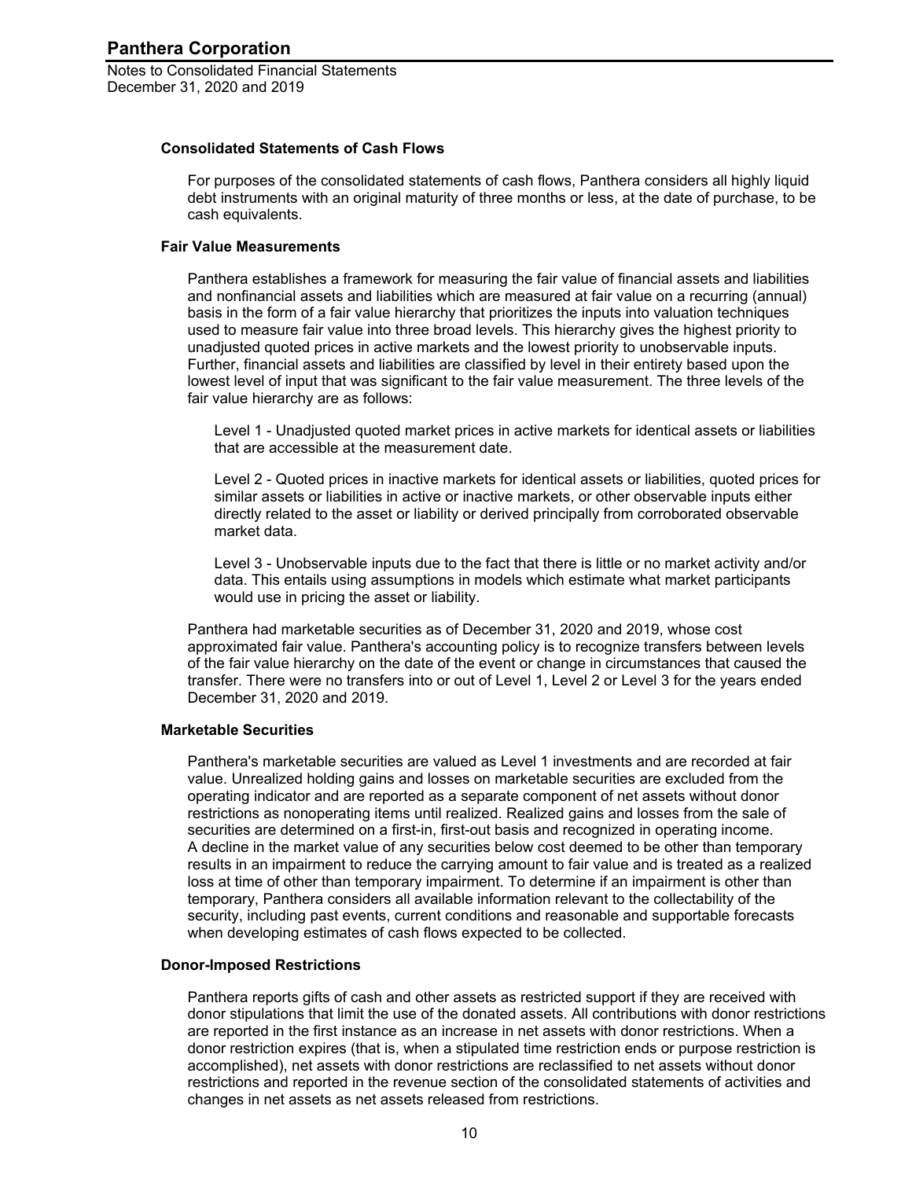### Consolidated Statements of Cash Flows

For purposes of the consolidated statements of cash flows, Panthera considers all highly liquid debt instruments with an original maturity of three months or less, at the date of purchase, to be cash equivalents.

### Fair Value Measurements

Panthera establishes a framework for measuring the fair value of financial assets and liabilities and nonfinancial assets and liabilities which are measured at fair value on a recurring (annual) basis in the form of a fair value hierarchy that prioritizes the inputs into valuation techniques used to measure fair value into three broad levels. This hierarchy gives the highest priority to unadjusted quoted prices in active markets and the lowest priority to unobservable inputs. Further, financial assets and liabilities are classified by level in their entirety based upon the lowest level of input that was significant to the fair value measurement. The three levels of the fair value hierarchy are as follows:

Level 1 - Unadjusted quoted market prices in active markets for identical assets or liabilities that are accessible at the measurement date.

Level 2 - Quoted prices in inactive markets for identical assets or liabilities, quoted prices for similar assets or liabilities in active or inactive markets, or other observable inputs either directly related to the asset or liability or derived principally from corroborated observable market data.

Level 3 - Unobservable inputs due to the fact that there is little or no market activity and/or data. This entails using assumptions in models which estimate what market participants would use in pricing the asset or liability.

Panthera had marketable securities as of December 31, 2020 and 2019, whose cost approximated fair value. Panthera's accounting policy is to recognize transfers between levels of the fair value hierarchy on the date of the event or change in circumstances that caused the transfer. There were no transfers into or out of Level 1, Level 2 or Level 3 for the years ended December 31, 2020 and 2019.

### Marketable Securities

Panthera's marketable securities are valued as Level 1 investments and are recorded at fair value. Unrealized holding gains and losses on marketable securities are excluded from the operating indicator and are reported as a separate component of net assets without donor restrictions as nonoperating items until realized. Realized gains and losses from the sale of securities are determined on a first-in, first-out basis and recognized in operating income. A decline in the market value of any securities below cost deemed to be other than temporary results in an impairment to reduce the carrying amount to fair value and is treated as a realized loss at time of other than temporary impairment. To determine if an impairment is other than temporary, Panthera considers all available information relevant to the collectability of the security, including past events, current conditions and reasonable and supportable forecasts when developing estimates of cash flows expected to be collected.

### Donor-Imposed Restrictions

Panthera reports gifts of cash and other assets as restricted support if they are received with donor stipulations that limit the use of the donated assets. All contributions with donor restrictions are reported in the first instance as an increase in net assets with donor restrictions. When a donor restriction expires (that is, when a stipulated time restriction ends or purpose restriction is accomplished), net assets with donor restrictions are reclassified to net assets without donor restrictions and reported in the revenue section of the consolidated statements of activities and changes in net assets as net assets released from restrictions.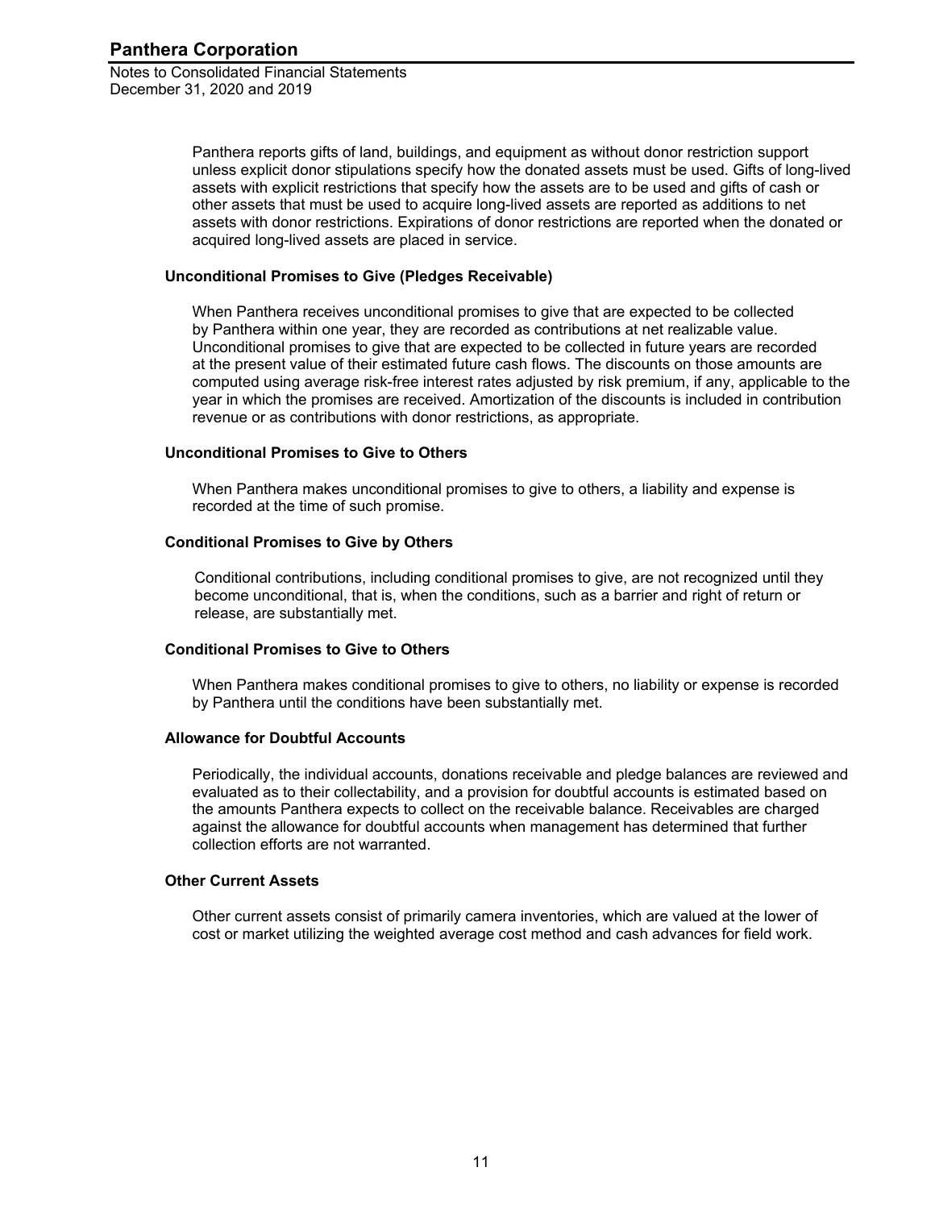Panthera reports gifts of land, buildings, and equipment as without donor restriction support unless explicit donor stipulations specify how the donated assets must be used. Gifts of long-lived assets with explicit restrictions that specify how the assets are to be used and gifts of cash or other assets that must be used to acquire long-lived assets are reported as additions to net assets with donor restrictions. Expirations of donor restrictions are reported when the donated or acquired long-lived assets are placed in service.

**Unconditional Promises to Give (Pledges Receivable)**

When Panthera receives unconditional promises to give that are expected to be collected by Panthera within one year, they are recorded as contributions at net realizable value. Unconditional promises to give that are expected to be collected in future years are recorded at the present value of their estimated future cash flows. The discounts on those amounts are computed using average risk-free interest rates adjusted by risk premium, if any, applicable to the year in which the promises are received. Amortization of the discounts is included in contribution revenue or as contributions with donor restrictions, as appropriate.

**Unconditional Promises to Give to Others**

When Panthera makes unconditional promises to give to others, a liability and expense is recorded at the time of such promise.

**Conditional Promises to Give by Others**

Conditional contributions, including conditional promises to give, are not recognized until they become unconditional, that is, when the conditions, such as a barrier and right of return or release, are substantially met.

**Conditional Promises to Give to Others**

When Panthera makes conditional promises to give to others, no liability or expense is recorded by Panthera until the conditions have been substantially met.

**Allowance for Doubtful Accounts**

Periodically, the individual accounts, donations receivable and pledge balances are reviewed and evaluated as to their collectability, and a provision for doubtful accounts is estimated based on the amounts Panthera expects to collect on the receivable balance. Receivables are charged against the allowance for doubtful accounts when management has determined that further collection efforts are not warranted.

**Other Current Assets**

Other current assets consist of primarily camera inventories, which are valued at the lower of cost or market utilizing the weighted average cost method and cash advances for field work.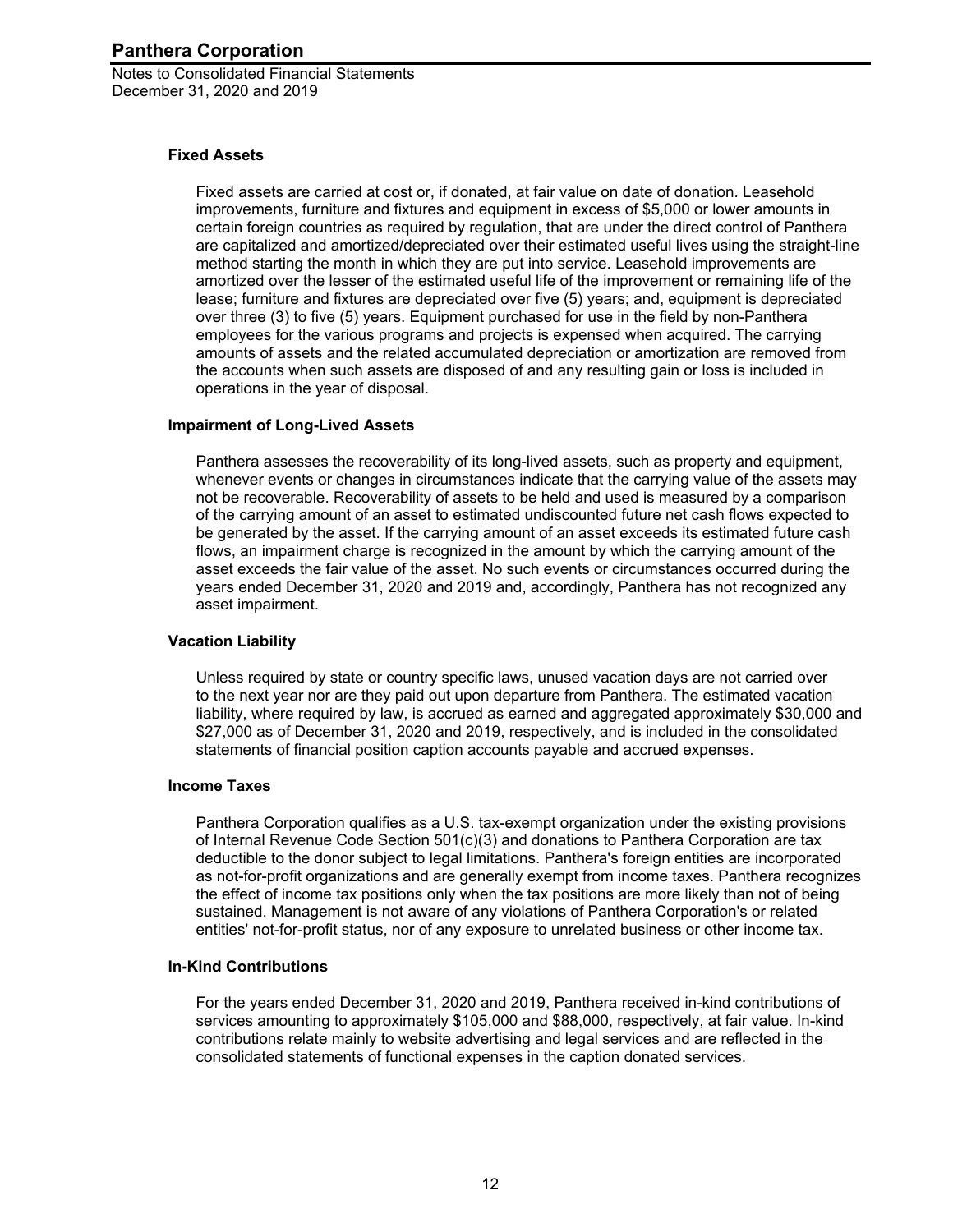#### Fixed Assets

Fixed assets are carried at cost or, if donated, at fair value on date of donation. Leasehold improvements, furniture and fixtures and equipment in excess of $5,000 or lower amounts in certain foreign countries as required by regulation, that are under the direct control of Panthera are capitalized and amortized/depreciated over their estimated useful lives using the straight-line method starting the month in which they are put into service. Leasehold improvements are amortized over the lesser of the estimated useful life of the improvement or remaining life of the lease; furniture and fixtures are depreciated over five (5) years; and, equipment is depreciated over three (3) to five (5) years. Equipment purchased for use in the field by non-Panthera employees for the various programs and projects is expensed when acquired. The carrying amounts of assets and the related accumulated depreciation or amortization are removed from the accounts when such assets are disposed of and any resulting gain or loss is included in operations in the year of disposal.

#### Impairment of Long-Lived Assets

Panthera assesses the recoverability of its long-lived assets, such as property and equipment, whenever events or changes in circumstances indicate that the carrying value of the assets may not be recoverable. Recoverability of assets to be held and used is measured by a comparison of the carrying amount of an asset to estimated undiscounted future net cash flows expected to be generated by the asset. If the carrying amount of an asset exceeds its estimated future cash flows, an impairment charge is recognized in the amount by which the carrying amount of the asset exceeds the fair value of the asset. No such events or circumstances occurred during the years ended December 31, 2020 and 2019 and, accordingly, Panthera has not recognized any asset impairment.

#### Vacation Liability

Unless required by state or country specific laws, unused vacation days are not carried over to the next year nor are they paid out upon departure from Panthera. The estimated vacation liability, where required by law, is accrued as earned and aggregated approximately $30,000 and $27,000 as of December 31, 2020 and 2019, respectively, and is included in the consolidated statements of financial position caption accounts payable and accrued expenses.

#### Income Taxes

Panthera Corporation qualifies as a U.S. tax-exempt organization under the existing provisions of Internal Revenue Code Section 501(c)(3) and donations to Panthera Corporation are tax deductible to the donor subject to legal limitations. Panthera's foreign entities are incorporated as not-for-profit organizations and are generally exempt from income taxes. Panthera recognizes the effect of income tax positions only when the tax positions are more likely than not of being sustained. Management is not aware of any violations of Panthera Corporation's or related entities' not-for-profit status, nor of any exposure to unrelated business or other income tax.

#### In-Kind Contributions

For the years ended December 31, 2020 and 2019, Panthera received in-kind contributions of services amounting to approximately $105,000 and $88,000, respectively, at fair value. In-kind contributions relate mainly to website advertising and legal services and are reflected in the consolidated statements of functional expenses in the caption donated services.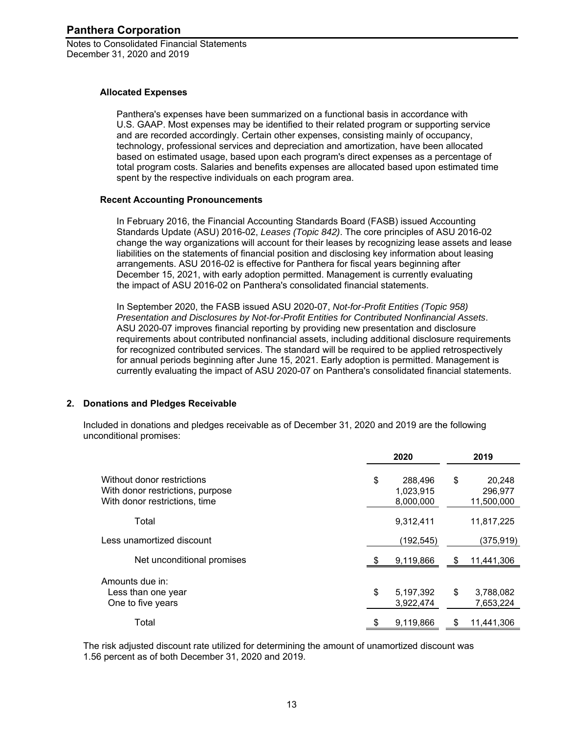### Allocated Expenses

Panthera's expenses have been summarized on a functional basis in accordance with U.S. GAAP. Most expenses may be identified to their related program or supporting service and are recorded accordingly. Certain other expenses, consisting mainly of occupancy, technology, professional services and depreciation and amortization, have been allocated based on estimated usage, based upon each program's direct expenses as a percentage of total program costs. Salaries and benefits expenses are allocated based upon estimated time spent by the respective individuals on each program area.

### Recent Accounting Pronouncements

In February 2016, the Financial Accounting Standards Board (FASB) issued Accounting Standards Update (ASU) 2016-02, *Leases (Topic 842)*. The core principles of ASU 2016-02 change the way organizations will account for their leases by recognizing lease assets and lease liabilities on the statements of financial position and disclosing key information about leasing arrangements. ASU 2016-02 is effective for Panthera for fiscal years beginning after December 15, 2021, with early adoption permitted. Management is currently evaluating the impact of ASU 2016-02 on Panthera's consolidated financial statements.

In September 2020, the FASB issued ASU 2020-07, *Not-for-Profit Entities (Topic 958) Presentation and Disclosures by Not-for-Profit Entities for Contributed Nonfinancial Assets*. ASU 2020-07 improves financial reporting by providing new presentation and disclosure requirements about contributed nonfinancial assets, including additional disclosure requirements for recognized contributed services. The standard will be required to be applied retrospectively for annual periods beginning after June 15, 2021. Early adoption is permitted. Management is currently evaluating the impact of ASU 2020-07 on Panthera's consolidated financial statements.

## 2. Donations and Pledges Receivable

Included in donations and pledges receivable as of December 31, 2020 and 2019 are the following unconditional promises:

| | 2020 | 2019 |
|---|---|---|
| Without donor restrictions | $ 288,496 | $ 20,248 |
| With donor restrictions, purpose | 1,023,915 | 296,977 |
| With donor restrictions, time | 8,000,000 | 11,500,000 |
| Total | 9,312,411 | 11,817,225 |
| Less unamortized discount | (192,545) | (375,919) |
| Net unconditional promises | $ 9,119,866 | $ 11,441,306 |
| Amounts due in: | | |
| Less than one year | $ 5,197,392 | $ 3,788,082 |
| One to five years | 3,922,474 | 7,653,224 |
| Total | $ 9,119,866 | $ 11,441,306 |

The risk adjusted discount rate utilized for determining the amount of unamortized discount was 1.56 percent as of both December 31, 2020 and 2019.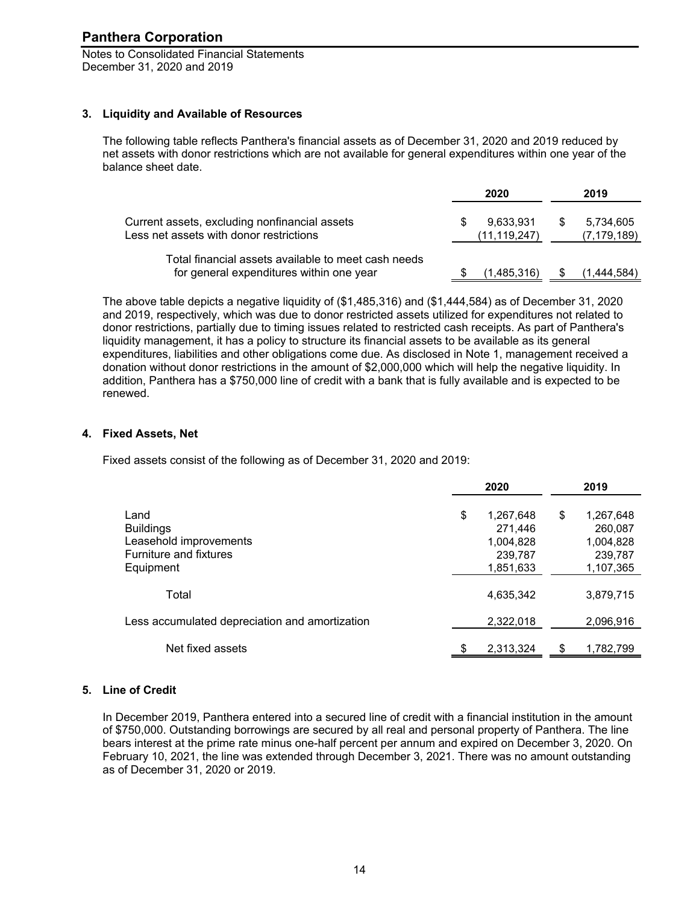### 3. Liquidity and Available of Resources

The following table reflects Panthera's financial assets as of December 31, 2020 and 2019 reduced by net assets with donor restrictions which are not available for general expenditures within one year of the balance sheet date.

| | 2020 | 2019 |
|---|---|---|
| Current assets, excluding nonfinancial assets | $ 9,633,931 | $ 5,734,605 |
| Less net assets with donor restrictions | (11,119,247) | (7,179,189) |
| Total financial assets available to meet cash needs for general expenditures within one year | $ (1,485,316) | $ (1,444,584) |

The above table depicts a negative liquidity of ($1,485,316) and ($1,444,584) as of December 31, 2020 and 2019, respectively, which was due to donor restricted assets utilized for expenditures not related to donor restrictions, partially due to timing issues related to restricted cash receipts. As part of Panthera's liquidity management, it has a policy to structure its financial assets to be available as its general expenditures, liabilities and other obligations come due. As disclosed in Note 1, management received a donation without donor restrictions in the amount of $2,000,000 which will help the negative liquidity. In addition, Panthera has a $750,000 line of credit with a bank that is fully available and is expected to be renewed.

### 4. Fixed Assets, Net

Fixed assets consist of the following as of December 31, 2020 and 2019:

| | 2020 | 2019 |
|---|---|---|
| Land | $ 1,267,648 | $ 1,267,648 |
| Buildings | 271,446 | 260,087 |
| Leasehold improvements | 1,004,828 | 1,004,828 |
| Furniture and fixtures | 239,787 | 239,787 |
| Equipment | 1,851,633 | 1,107,365 |
| Total | 4,635,342 | 3,879,715 |
| Less accumulated depreciation and amortization | 2,322,018 | 2,096,916 |
| Net fixed assets | $ 2,313,324 | $ 1,782,799 |

### 5. Line of Credit

In December 2019, Panthera entered into a secured line of credit with a financial institution in the amount of $750,000. Outstanding borrowings are secured by all real and personal property of Panthera. The line bears interest at the prime rate minus one-half percent per annum and expired on December 3, 2020. On February 10, 2021, the line was extended through December 3, 2021. There was no amount outstanding as of December 31, 2020 or 2019.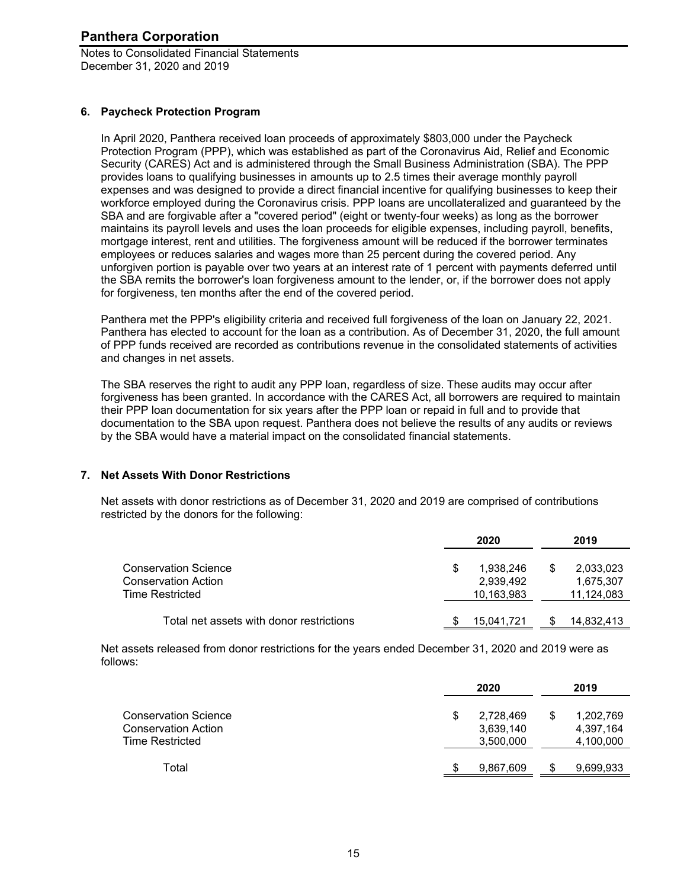## 6. Paycheck Protection Program

In April 2020, Panthera received loan proceeds of approximately $803,000 under the Paycheck Protection Program (PPP), which was established as part of the Coronavirus Aid, Relief and Economic Security (CARES) Act and is administered through the Small Business Administration (SBA). The PPP provides loans to qualifying businesses in amounts up to 2.5 times their average monthly payroll expenses and was designed to provide a direct financial incentive for qualifying businesses to keep their workforce employed during the Coronavirus crisis. PPP loans are uncollateralized and guaranteed by the SBA and are forgivable after a "covered period" (eight or twenty-four weeks) as long as the borrower maintains its payroll levels and uses the loan proceeds for eligible expenses, including payroll, benefits, mortgage interest, rent and utilities. The forgiveness amount will be reduced if the borrower terminates employees or reduces salaries and wages more than 25 percent during the covered period. Any unforgiven portion is payable over two years at an interest rate of 1 percent with payments deferred until the SBA remits the borrower's loan forgiveness amount to the lender, or, if the borrower does not apply for forgiveness, ten months after the end of the covered period.

Panthera met the PPP's eligibility criteria and received full forgiveness of the loan on January 22, 2021. Panthera has elected to account for the loan as a contribution. As of December 31, 2020, the full amount of PPP funds received are recorded as contributions revenue in the consolidated statements of activities and changes in net assets.

The SBA reserves the right to audit any PPP loan, regardless of size. These audits may occur after forgiveness has been granted. In accordance with the CARES Act, all borrowers are required to maintain their PPP loan documentation for six years after the PPP loan or repaid in full and to provide that documentation to the SBA upon request. Panthera does not believe the results of any audits or reviews by the SBA would have a material impact on the consolidated financial statements.

## 7. Net Assets With Donor Restrictions

Net assets with donor restrictions as of December 31, 2020 and 2019 are comprised of contributions restricted by the donors for the following:

| | 2020 | 2019 |
|---|---|---|
| Conservation Science | $ 1,938,246 | $ 2,033,023 |
| Conservation Action | 2,939,492 | 1,675,307 |
| Time Restricted | 10,163,983 | 11,124,083 |
| Total net assets with donor restrictions | $ 15,041,721 | $ 14,832,413 |

Net assets released from donor restrictions for the years ended December 31, 2020 and 2019 were as follows:

| | 2020 | 2019 |
|---|---|---|
| Conservation Science | $ 2,728,469 | $ 1,202,769 |
| Conservation Action | 3,639,140 | 4,397,164 |
| Time Restricted | 3,500,000 | 4,100,000 |
| Total | $ 9,867,609 | $ 9,699,933 |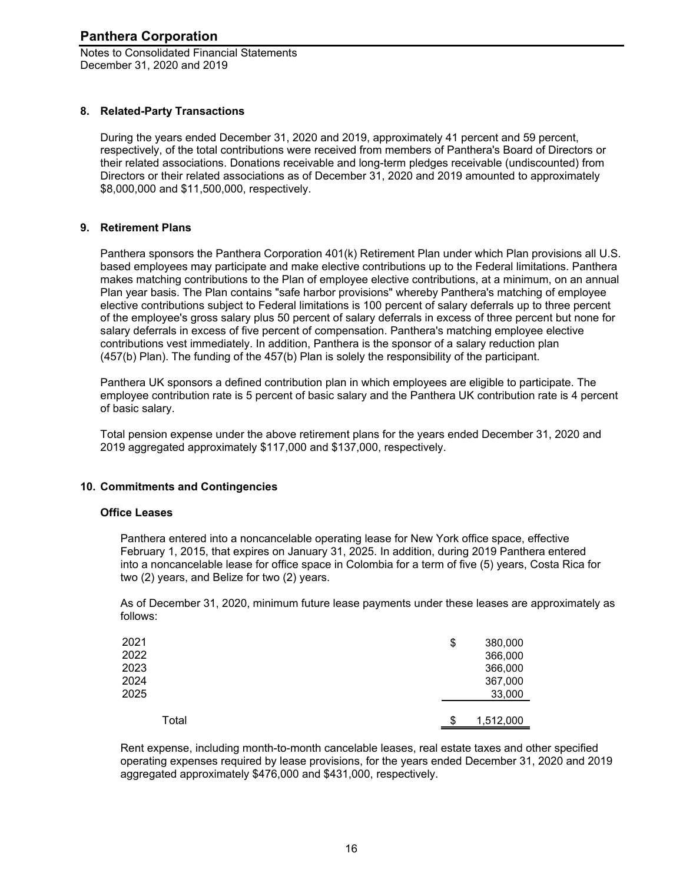## 8. Related-Party Transactions

During the years ended December 31, 2020 and 2019, approximately 41 percent and 59 percent, respectively, of the total contributions were received from members of Panthera's Board of Directors or their related associations. Donations receivable and long-term pledges receivable (undiscounted) from Directors or their related associations as of December 31, 2020 and 2019 amounted to approximately $8,000,000 and $11,500,000, respectively.

## 9. Retirement Plans

Panthera sponsors the Panthera Corporation 401(k) Retirement Plan under which Plan provisions all U.S. based employees may participate and make elective contributions up to the Federal limitations. Panthera makes matching contributions to the Plan of employee elective contributions, at a minimum, on an annual Plan year basis. The Plan contains "safe harbor provisions" whereby Panthera's matching of employee elective contributions subject to Federal limitations is 100 percent of salary deferrals up to three percent of the employee's gross salary plus 50 percent of salary deferrals in excess of three percent but none for salary deferrals in excess of five percent of compensation. Panthera's matching employee elective contributions vest immediately. In addition, Panthera is the sponsor of a salary reduction plan (457(b) Plan). The funding of the 457(b) Plan is solely the responsibility of the participant.

Panthera UK sponsors a defined contribution plan in which employees are eligible to participate. The employee contribution rate is 5 percent of basic salary and the Panthera UK contribution rate is 4 percent of basic salary.

Total pension expense under the above retirement plans for the years ended December 31, 2020 and 2019 aggregated approximately $117,000 and $137,000, respectively.

## 10. Commitments and Contingencies

### Office Leases

Panthera entered into a noncancelable operating lease for New York office space, effective February 1, 2015, that expires on January 31, 2025. In addition, during 2019 Panthera entered into a noncancelable lease for office space in Colombia for a term of five (5) years, Costa Rica for two (2) years, and Belize for two (2) years.

As of December 31, 2020, minimum future lease payments under these leases are approximately as follows:

| | |
|---|---|
| 2021 | $ 380,000 |
| 2022 | 366,000 |
| 2023 | 366,000 |
| 2024 | 367,000 |
| 2025 | 33,000 |
| Total | $ 1,512,000 |

Rent expense, including month-to-month cancelable leases, real estate taxes and other specified operating expenses required by lease provisions, for the years ended December 31, 2020 and 2019 aggregated approximately $476,000 and $431,000, respectively.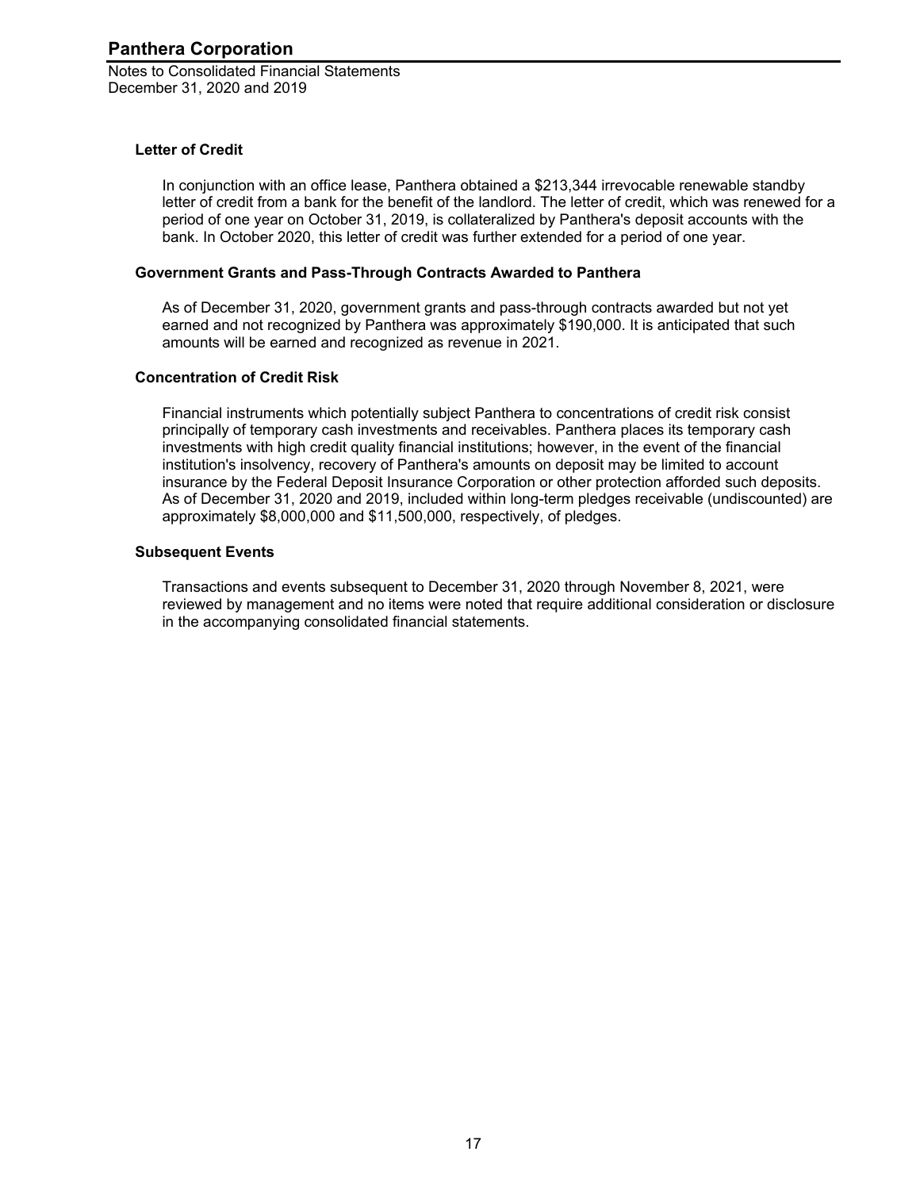#### Letter of Credit

In conjunction with an office lease, Panthera obtained a $213,344 irrevocable renewable standby letter of credit from a bank for the benefit of the landlord. The letter of credit, which was renewed for a period of one year on October 31, 2019, is collateralized by Panthera's deposit accounts with the bank. In October 2020, this letter of credit was further extended for a period of one year.

#### Government Grants and Pass-Through Contracts Awarded to Panthera

As of December 31, 2020, government grants and pass-through contracts awarded but not yet earned and not recognized by Panthera was approximately $190,000. It is anticipated that such amounts will be earned and recognized as revenue in 2021.

#### Concentration of Credit Risk

Financial instruments which potentially subject Panthera to concentrations of credit risk consist principally of temporary cash investments and receivables. Panthera places its temporary cash investments with high credit quality financial institutions; however, in the event of the financial institution's insolvency, recovery of Panthera's amounts on deposit may be limited to account insurance by the Federal Deposit Insurance Corporation or other protection afforded such deposits. As of December 31, 2020 and 2019, included within long-term pledges receivable (undiscounted) are approximately $8,000,000 and $11,500,000, respectively, of pledges.

#### Subsequent Events

Transactions and events subsequent to December 31, 2020 through November 8, 2021, were reviewed by management and no items were noted that require additional consideration or disclosure in the accompanying consolidated financial statements.